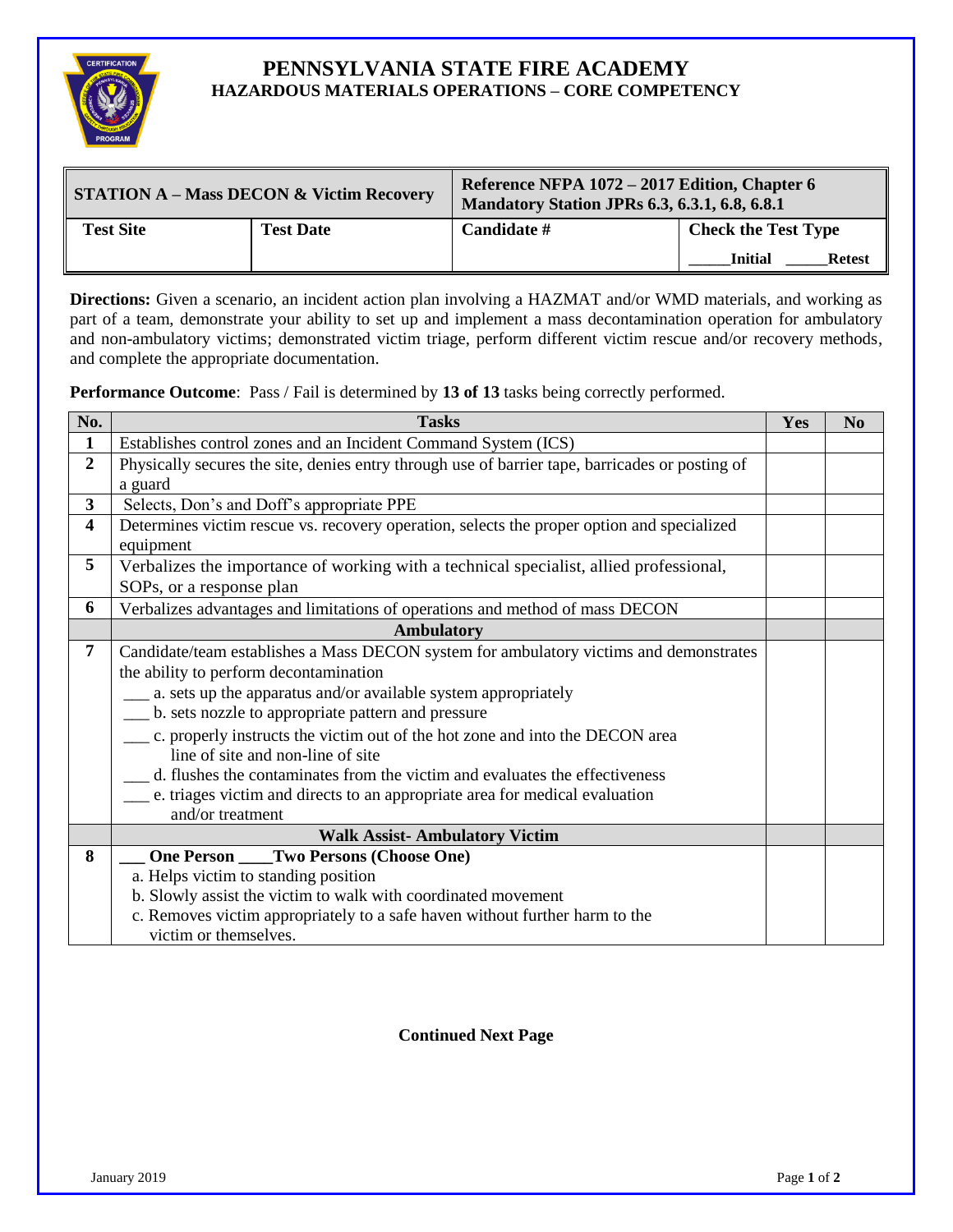# PENNSYLVANIA STATE FIRE ACADEMY
## HAZARDOUS MATERIALS OPERATIONS – CORE COMPETENCY

| **STATION A – Mass DECON & Victim Recovery** | | **Reference NFPA 1072 – 2017 Edition, Chapter 6 Mandatory Station JPRs 6.3, 6.3.1, 6.8, 6.8.1** | |
|---|---|---|---|
| **Test Site** | **Test Date** | **Candidate #** | **Check the Test Type** _____**Initial** _____**Retest** |

**Directions:** Given a scenario, an incident action plan involving a HAZMAT and/or WMD materials, and working as part of a team, demonstrate your ability to set up and implement a mass decontamination operation for ambulatory and non-ambulatory victims; demonstrated victim triage, perform different victim rescue and/or recovery methods, and complete the appropriate documentation.

**Performance Outcome**: Pass / Fail is determined by **13 of 13** tasks being correctly performed.

| No. | Tasks | Yes | No |
|---|---|---|---|
| **1** | Establishes control zones and an Incident Command System (ICS) | | |
| **2** | Physically secures the site, denies entry through use of barrier tape, barricades or posting of a guard | | |
| **3** | Selects, Don's and Doff's appropriate PPE | | |
| **4** | Determines victim rescue vs. recovery operation, selects the proper option and specialized equipment | | |
| **5** | Verbalizes the importance of working with a technical specialist, allied professional, SOPs, or a response plan | | |
| **6** | Verbalizes advantages and limitations of operations and method of mass DECON | | |
| | **Ambulatory** | | |
| **7** | Candidate/team establishes a Mass DECON system for ambulatory victims and demonstrates the ability to perform decontamination<br>___ a. sets up the apparatus and/or available system appropriately<br>___ b. sets nozzle to appropriate pattern and pressure<br>___ c. properly instructs the victim out of the hot zone and into the DECON area line of site and non-line of site<br>___ d. flushes the contaminates from the victim and evaluates the effectiveness<br>___ e. triages victim and directs to an appropriate area for medical evaluation and/or treatment | | |
| | **Walk Assist- Ambulatory Victim** | | |
| **8** | **___ One Person ____Two Persons (Choose One)**<br>a. Helps victim to standing position<br>b. Slowly assist the victim to walk with coordinated movement<br>c. Removes victim appropriately to a safe haven without further harm to the victim or themselves. | | |

**Continued Next Page**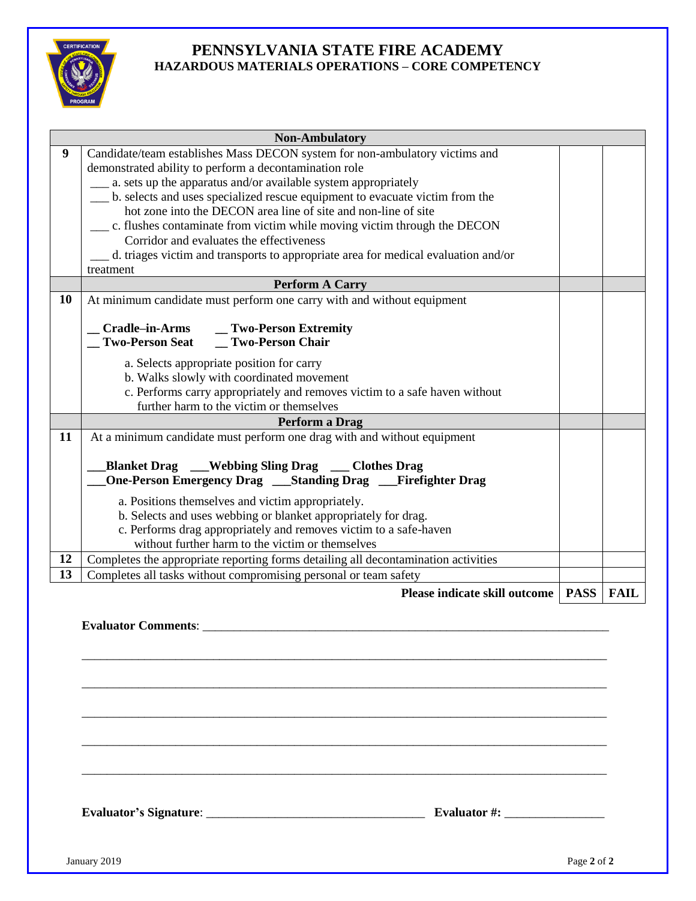# PENNSYLVANIA STATE FIRE ACADEMY

## HAZARDOUS MATERIALS OPERATIONS – CORE COMPETENCY

| | | | |
|---|---|---|---|
| | **Non-Ambulatory** | | |
| **9** | Candidate/team establishes Mass DECON system for non-ambulatory victims and demonstrated ability to perform a decontamination role<br>___ a. sets up the apparatus and/or available system appropriately<br>___ b. selects and uses specialized rescue equipment to evacuate victim from the hot zone into the DECON area line of site and non-line of site<br>___ c. flushes contaminate from victim while moving victim through the DECON Corridor and evaluates the effectiveness<br>___ d. triages victim and transports to appropriate area for medical evaluation and/or treatment | | |
| | **Perform A Carry** | | |
| **10** | At minimum candidate must perform one carry with and without equipment<br>**__ Cradle–in-Arms  __ Two-Person Extremity**<br>**__ Two-Person Seat  __ Two-Person Chair**<br>a. Selects appropriate position for carry<br>b. Walks slowly with coordinated movement<br>c. Performs carry appropriately and removes victim to a safe haven without further harm to the victim or themselves | | |
| | **Perform a Drag** | | |
| **11** | At a minimum candidate must perform one drag with and without equipment<br>**___Blanket Drag ___Webbing Sling Drag ___ Clothes Drag**<br>**___One-Person Emergency Drag ___Standing Drag ___Firefighter Drag**<br>a. Positions themselves and victim appropriately.<br>b. Selects and uses webbing or blanket appropriately for drag.<br>c. Performs drag appropriately and removes victim to a safe-haven without further harm to the victim or themselves | | |
| **12** | Completes the appropriate reporting forms detailing all decontamination activities | | |
| **13** | Completes all tasks without compromising personal or team safety | | |
| | **Please indicate skill outcome** | **PASS** | **FAIL** |

**Evaluator Comments**: ____________________________________________________________________

________________________________________________________________________________

________________________________________________________________________________

________________________________________________________________________________

________________________________________________________________________________

________________________________________________________________________________

**Evaluator's Signature**: ___________________________________ **Evaluator #:** ________________

January 2019